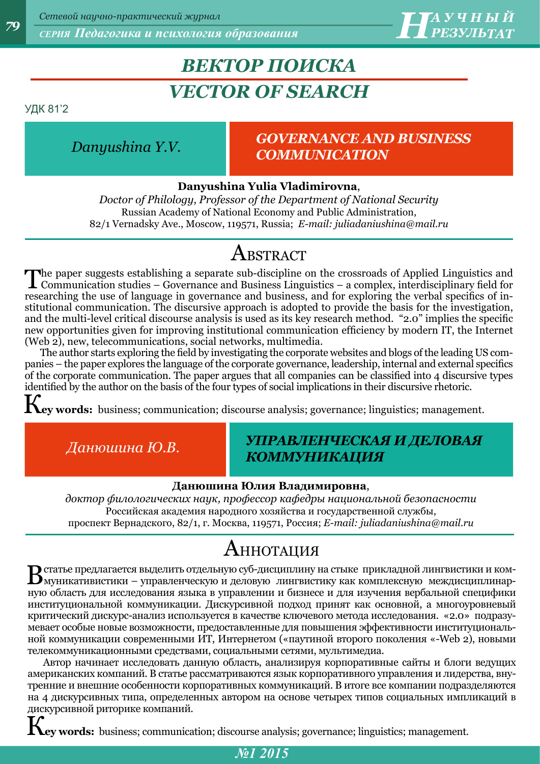# ВЕКТОР ПОИСКА
# VECTOR OF SEARCH

УДК 81'2

*Danyushina Y.V.*

## GOVERNANCE AND BUSINESS COMMUNICATION

**Danyushina Yulia Vladimirovna**,
*Doctor of Philology, Professor of the Department of National Security*
Russian Academy of National Economy and Public Administration,
82/1 Vernadsky Ave., Moscow, 119571, Russia; *E-mail: juliadaniushina@mail.ru*

## Abstract

The paper suggests establishing a separate sub-discipline on the crossroads of Applied Linguistics and Communication studies – Governance and Business Linguistics – a complex, interdisciplinary field for researching the use of language in governance and business, and for exploring the verbal specifics of institutional communication. The discursive approach is adopted to provide the basis for the investigation, and the multi-level critical discourse analysis is used as its key research method. "2.0" implies the specific new opportunities given for improving institutional communication efficiency by modern IT, the Internet (Web 2), new, telecommunications, social networks, multimedia.

The author starts exploring the field by investigating the corporate websites and blogs of the leading US companies – the paper explores the language of the corporate governance, leadership, internal and external specifics of the corporate communication. The paper argues that all companies can be classified into 4 discursive types identified by the author on the basis of the four types of social implications in their discursive rhetoric.

**Key words:** business; communication; discourse analysis; governance; linguistics; management.

*Данюшина Ю.В.*

## УПРАВЛЕНЧЕСКАЯ И ДЕЛОВАЯ КОММУНИКАЦИЯ

**Данюшина Юлия Владимировна**,
*доктор филологических наук, профессор кафедры национальной безопасности*
Российская академия народного хозяйства и государственной службы,
проспект Вернадского, 82/1, г. Москва, 119571, Россия; *E-mail: juliadaniushina@mail.ru*

## Аннотация

В статье предлагается выделить отдельную суб-дисциплину на стыке прикладной лингвистики и коммуникативистики – управленческую и деловую лингвистику как комплексную междисциплинарную область для исследования языка в управлении и бизнесе и для изучения вербальной специфики институциональной коммуникации. Дискурсивной подход принят как основной, а многоуровневый критический дискурс-анализ используется в качестве ключевого метода исследования. «2.0» подразумевает особые новые возможности, предоставленные для повышения эффективности институциональной коммуникации современными ИТ, Интернетом («паутиной второго поколения «-Web 2), новыми телекоммуникационными средствами, социальными сетями, мультимедиа.

Автор начинает исследовать данную область, анализируя корпоративные сайты и блоги ведущих американских компаний. В статье рассматриваются язык корпоративного управления и лидерства, внутренние и внешние особенности корпоративных коммуникаций. В итоге все компании подразделяются на 4 дискурсивных типа, определенных автором на основе четырех типов социальных импликаций в дискурсивной риторике компаний.

**Key words:** business; communication; discourse analysis; governance; linguistics; management.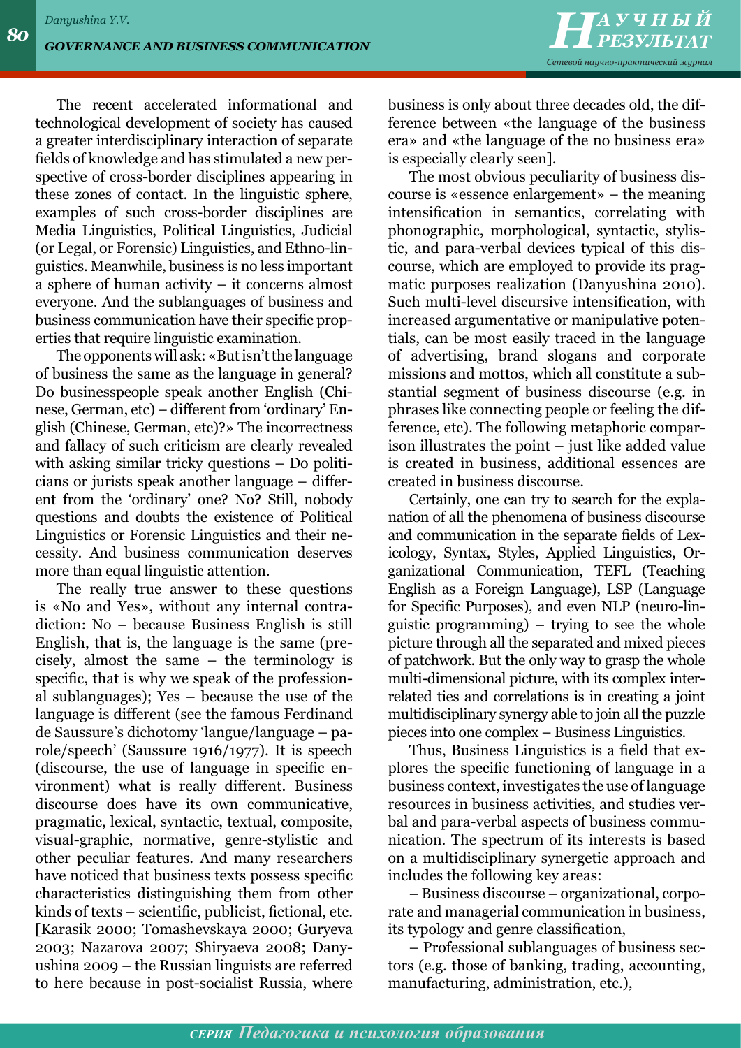The recent accelerated informational and technological development of society has caused a greater interdisciplinary interaction of separate fields of knowledge and has stimulated a new perspective of cross-border disciplines appearing in these zones of contact. In the linguistic sphere, examples of such cross-border disciplines are Media Linguistics, Political Linguistics, Judicial (or Legal, or Forensic) Linguistics, and Ethno-linguistics. Meanwhile, business is no less important a sphere of human activity – it concerns almost everyone. And the sublanguages of business and business communication have their specific properties that require linguistic examination.

The opponents will ask: «But isn't the language of business the same as the language in general? Do businesspeople speak another English (Chinese, German, etc) – different from 'ordinary' English (Chinese, German, etc)?» The incorrectness and fallacy of such criticism are clearly revealed with asking similar tricky questions – Do politicians or jurists speak another language – different from the 'ordinary' one? No? Still, nobody questions and doubts the existence of Political Linguistics or Forensic Linguistics and their necessity. And business communication deserves more than equal linguistic attention.

The really true answer to these questions is «No and Yes», without any internal contradiction: No – because Business English is still English, that is, the language is the same (precisely, almost the same – the terminology is specific, that is why we speak of the professional sublanguages); Yes – because the use of the language is different (see the famous Ferdinand de Saussure's dichotomy 'langue/language – parole/speech' (Saussure 1916/1977). It is speech (discourse, the use of language in specific environment) what is really different. Business discourse does have its own communicative, pragmatic, lexical, syntactic, textual, composite, visual-graphic, normative, genre-stylistic and other peculiar features. And many researchers have noticed that business texts possess specific characteristics distinguishing them from other kinds of texts – scientific, publicist, fictional, etc. [Karasik 2000; Tomashevskaya 2000; Guryeva 2003; Nazarova 2007; Shiryaeva 2008; Danyushina 2009 – the Russian linguists are referred to here because in post-socialist Russia, where business is only about three decades old, the difference between «the language of the business era» and «the language of the no business era» is especially clearly seen].

The most obvious peculiarity of business discourse is «essence enlargement» – the meaning intensification in semantics, correlating with phonographic, morphological, syntactic, stylistic, and para-verbal devices typical of this discourse, which are employed to provide its pragmatic purposes realization (Danyushina 2010). Such multi-level discursive intensification, with increased argumentative or manipulative potentials, can be most easily traced in the language of advertising, brand slogans and corporate missions and mottos, which all constitute a substantial segment of business discourse (e.g. in phrases like connecting people or feeling the difference, etc). The following metaphoric comparison illustrates the point – just like added value is created in business, additional essences are created in business discourse.

Certainly, one can try to search for the explanation of all the phenomena of business discourse and communication in the separate fields of Lexicology, Syntax, Styles, Applied Linguistics, Organizational Communication, TEFL (Teaching English as a Foreign Language), LSP (Language for Specific Purposes), and even NLP (neuro-linguistic programming) – trying to see the whole picture through all the separated and mixed pieces of patchwork. But the only way to grasp the whole multi-dimensional picture, with its complex interrelated ties and correlations is in creating a joint multidisciplinary synergy able to join all the puzzle pieces into one complex – Business Linguistics.

Thus, Business Linguistics is a field that explores the specific functioning of language in a business context, investigates the use of language resources in business activities, and studies verbal and para-verbal aspects of business communication. The spectrum of its interests is based on a multidisciplinary synergetic approach and includes the following key areas:

– Business discourse – organizational, corporate and managerial communication in business, its typology and genre classification,

– Professional sublanguages of business sectors (e.g. those of banking, trading, accounting, manufacturing, administration, etc.),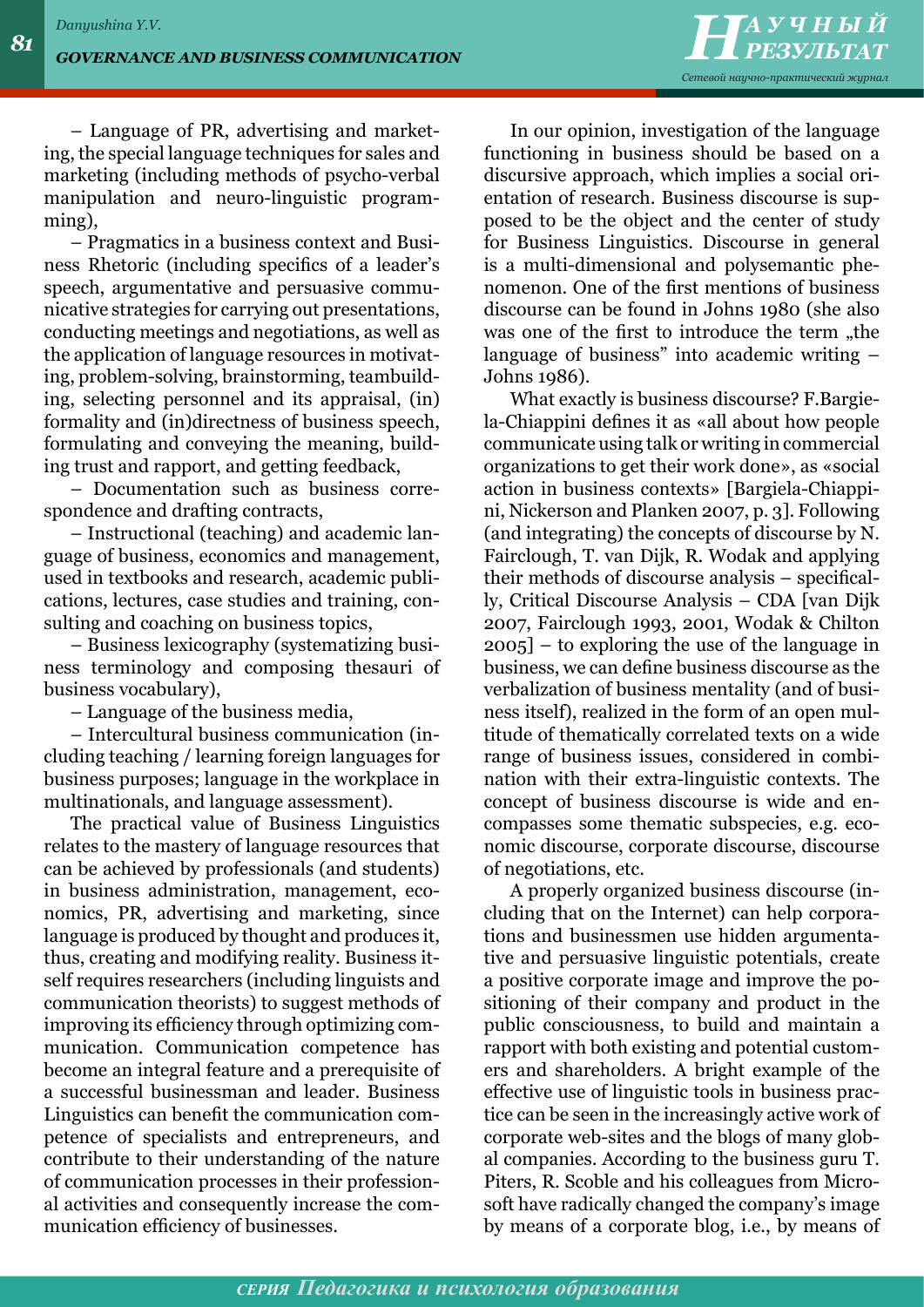– Language of PR, advertising and marketing, the special language techniques for sales and marketing (including methods of psycho-verbal manipulation and neuro-linguistic programming),

– Pragmatics in a business context and Business Rhetoric (including specifics of a leader's speech, argumentative and persuasive communicative strategies for carrying out presentations, conducting meetings and negotiations, as well as the application of language resources in motivating, problem-solving, brainstorming, teambuilding, selecting personnel and its appraisal, (in)formality and (in)directness of business speech, formulating and conveying the meaning, building trust and rapport, and getting feedback,

– Documentation such as business correspondence and drafting contracts,

– Instructional (teaching) and academic language of business, economics and management, used in textbooks and research, academic publications, lectures, case studies and training, consulting and coaching on business topics,

– Business lexicography (systematizing business terminology and composing thesauri of business vocabulary),

– Language of the business media,

– Intercultural business communication (including teaching / learning foreign languages for business purposes; language in the workplace in multinationals, and language assessment).

The practical value of Business Linguistics relates to the mastery of language resources that can be achieved by professionals (and students) in business administration, management, economics, PR, advertising and marketing, since language is produced by thought and produces it, thus, creating and modifying reality. Business itself requires researchers (including linguists and communication theorists) to suggest methods of improving its efficiency through optimizing communication. Communication competence has become an integral feature and a prerequisite of a successful businessman and leader. Business Linguistics can benefit the communication competence of specialists and entrepreneurs, and contribute to their understanding of the nature of communication processes in their professional activities and consequently increase the communication efficiency of businesses.

In our opinion, investigation of the language functioning in business should be based on a discursive approach, which implies a social orientation of research. Business discourse is supposed to be the object and the center of study for Business Linguistics. Discourse in general is a multi-dimensional and polysemantic phenomenon. One of the first mentions of business discourse can be found in Johns 1980 (she also was one of the first to introduce the term „the language of business" into academic writing – Johns 1986).

What exactly is business discourse? F.Bargiela-Chiappini defines it as «all about how people communicate using talk or writing in commercial organizations to get their work done», as «social action in business contexts» [Bargiela-Chiappini, Nickerson and Planken 2007, p. 3]. Following (and integrating) the concepts of discourse by N. Fairclough, T. van Dijk, R. Wodak and applying their methods of discourse analysis – specifically, Critical Discourse Analysis – CDA [van Dijk 2007, Fairclough 1993, 2001, Wodak & Chilton 2005] – to exploring the use of the language in business, we can define business discourse as the verbalization of business mentality (and of business itself), realized in the form of an open multitude of thematically correlated texts on a wide range of business issues, considered in combination with their extra-linguistic contexts. The concept of business discourse is wide and encompasses some thematic subspecies, e.g. economic discourse, corporate discourse, discourse of negotiations, etc.

A properly organized business discourse (including that on the Internet) can help corporations and businessmen use hidden argumentative and persuasive linguistic potentials, create a positive corporate image and improve the positioning of their company and product in the public consciousness, to build and maintain a rapport with both existing and potential customers and shareholders. A bright example of the effective use of linguistic tools in business practice can be seen in the increasingly active work of corporate web-sites and the blogs of many global companies. According to the business guru T. Piters, R. Scoble and his colleagues from Microsoft have radically changed the company's image by means of a corporate blog, i.e., by means of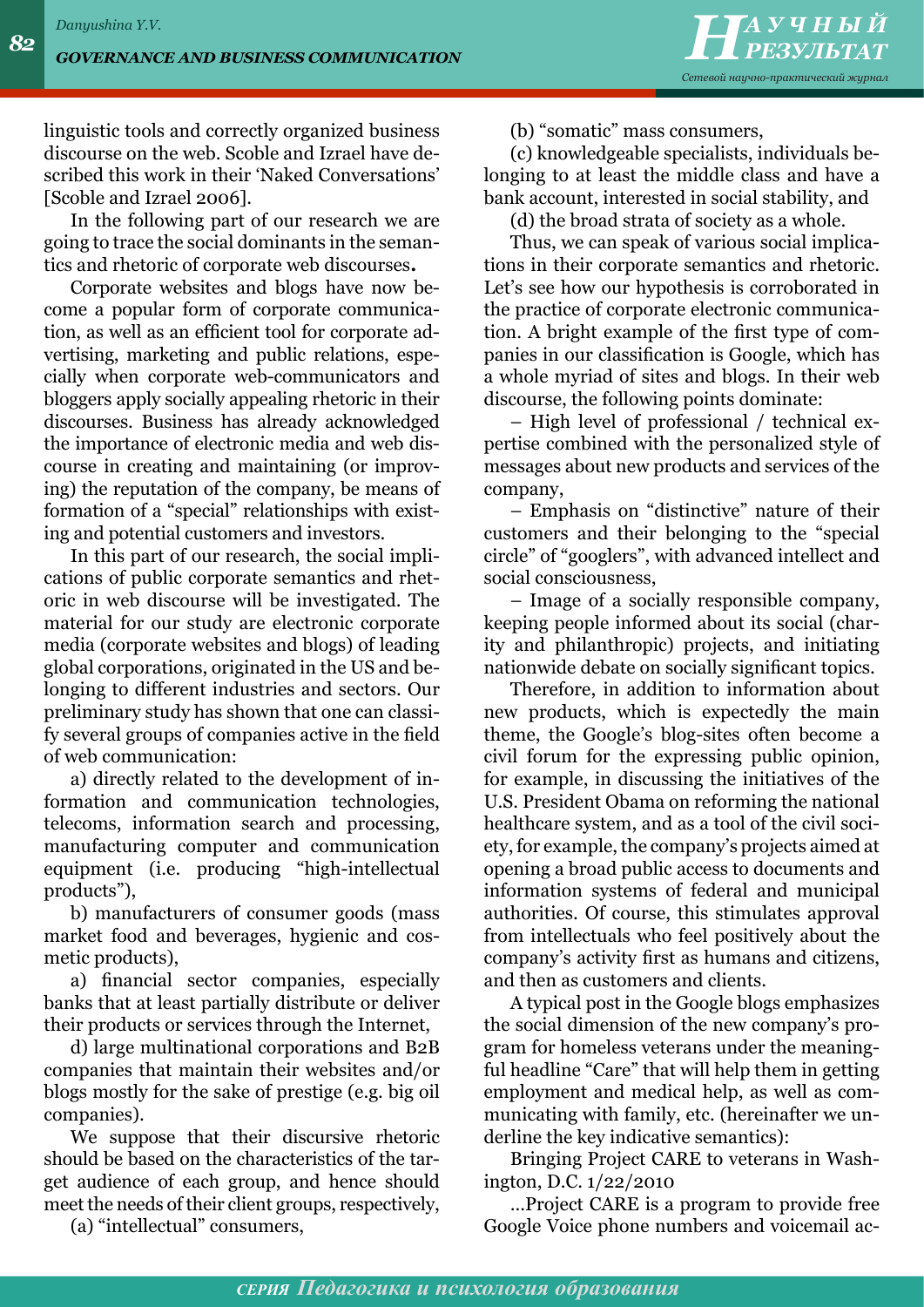linguistic tools and correctly organized business discourse on the web. Scoble and Izrael have described this work in their 'Naked Conversations' [Scoble and Izrael 2006].

In the following part of our research we are going to trace the social dominants in the semantics and rhetoric of corporate web discourses**.**

Corporate websites and blogs have now become a popular form of corporate communication, as well as an efficient tool for corporate advertising, marketing and public relations, especially when corporate web-communicators and bloggers apply socially appealing rhetoric in their discourses. Business has already acknowledged the importance of electronic media and web discourse in creating and maintaining (or improving) the reputation of the company, be means of formation of a "special" relationships with existing and potential customers and investors.

In this part of our research, the social implications of public corporate semantics and rhetoric in web discourse will be investigated. The material for our study are electronic corporate media (corporate websites and blogs) of leading global corporations, originated in the US and belonging to different industries and sectors. Our preliminary study has shown that one can classify several groups of companies active in the field of web communication:

a) directly related to the development of information and communication technologies, telecoms, information search and processing, manufacturing computer and communication equipment (i.e. producing "high-intellectual products"),

b) manufacturers of consumer goods (mass market food and beverages, hygienic and cosmetic products),

a) financial sector companies, especially banks that at least partially distribute or deliver their products or services through the Internet,

d) large multinational corporations and B2B companies that maintain their websites and/or blogs mostly for the sake of prestige (e.g. big oil companies).

We suppose that their discursive rhetoric should be based on the characteristics of the target audience of each group, and hence should meet the needs of their client groups, respectively,

(a) "intellectual" consumers,

(b) "somatic" mass consumers,

(c) knowledgeable specialists, individuals belonging to at least the middle class and have a bank account, interested in social stability, and

(d) the broad strata of society as a whole.

Thus, we can speak of various social implications in their corporate semantics and rhetoric. Let's see how our hypothesis is corroborated in the practice of corporate electronic communication. A bright example of the first type of companies in our classification is Google, which has a whole myriad of sites and blogs. In their web discourse, the following points dominate:

– High level of professional / technical expertise combined with the personalized style of messages about new products and services of the company,

– Emphasis on "distinctive" nature of their customers and their belonging to the "special circle" of "googlers", with advanced intellect and social consciousness,

– Image of a socially responsible company, keeping people informed about its social (charity and philanthropic) projects, and initiating nationwide debate on socially significant topics.

Therefore, in addition to information about new products, which is expectedly the main theme, the Google's blog-sites often become a civil forum for the expressing public opinion, for example, in discussing the initiatives of the U.S. President Obama on reforming the national healthcare system, and as a tool of the civil society, for example, the company's projects aimed at opening a broad public access to documents and information systems of federal and municipal authorities. Of course, this stimulates approval from intellectuals who feel positively about the company's activity first as humans and citizens, and then as customers and clients.

A typical post in the Google blogs emphasizes the social dimension of the new company's program for homeless veterans under the meaningful headline "Care" that will help them in getting employment and medical help, as well as communicating with family, etc. (hereinafter we underline the key indicative semantics):

Bringing Project CARE to veterans in Washington, D.C. 1/22/2010

...Project CARE is a program to provide free Google Voice phone numbers and voicemail ac-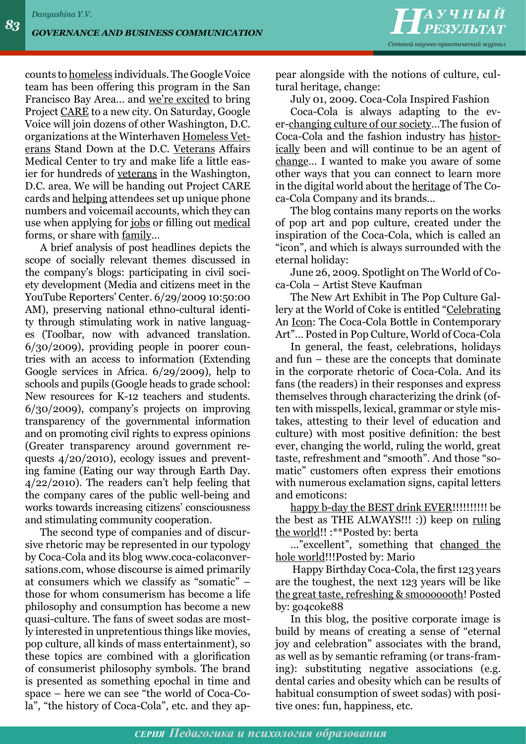counts to homeless individuals. The Google Voice team has been offering this program in the San Francisco Bay Area… and we're excited to bring Project CARE to a new city. On Saturday, Google Voice will join dozens of other Washington, D.C. organizations at the Winterhaven Homeless Veterans Stand Down at the D.C. Veterans Affairs Medical Center to try and make life a little easier for hundreds of veterans in the Washington, D.C. area. We will be handing out Project CARE cards and helping attendees set up unique phone numbers and voicemail accounts, which they can use when applying for jobs or filling out medical forms, or share with family…

A brief analysis of post headlines depicts the scope of socially relevant themes discussed in the company's blogs: participating in civil society development (Media and citizens meet in the YouTube Reporters' Center. 6/29/2009 10:50:00 AM), preserving national ethno-cultural identity through stimulating work in native languages (Toolbar, now with advanced translation. 6/30/2009), providing people in poorer countries with an access to information (Extending Google services in Africa. 6/29/2009), help to schools and pupils (Google heads to grade school: New resources for K-12 teachers and students. 6/30/2009), company's projects on improving transparency of the governmental information and on promoting civil rights to express opinions (Greater transparency around government requests 4/20/2010), ecology issues and preventing famine (Eating our way through Earth Day. 4/22/2010). The readers can't help feeling that the company cares of the public well-being and works towards increasing citizens' consciousness and stimulating community cooperation.

The second type of companies and of discursive rhetoric may be represented in our typology by Coca-Cola and its blog www.coca-colaconversations.com, whose discourse is aimed primarily at consumers which we classify as "somatic" – those for whom consumerism has become a life philosophy and consumption has become a new quasi-culture. The fans of sweet sodas are mostly interested in unpretentious things like movies, pop culture, all kinds of mass entertainment), so these topics are combined with a glorification of consumerist philosophy symbols. The brand is presented as something epochal in time and space – here we can see "the world of Coca-Cola", "the history of Coca-Cola", etc. and they appear alongside with the notions of culture, cultural heritage, change:

July 01, 2009. Coca-Cola Inspired Fashion

Coca-Cola is always adapting to the ever-changing culture of our society…The fusion of Coca-Cola and the fashion industry has historically been and will continue to be an agent of change… I wanted to make you aware of some other ways that you can connect to learn more in the digital world about the heritage of The Coca-Cola Company and its brands…

The blog contains many reports on the works of pop art and pop culture, created under the inspiration of the Coca-Cola, which is called an "icon", and which is always surrounded with the eternal holiday:

June 26, 2009. Spotlight on The World of Coca-Cola – Artist Steve Kaufman

The New Art Exhibit in The Pop Culture Gallery at the World of Coke is entitled "Celebrating An Icon: The Coca-Cola Bottle in Contemporary Art"… Posted in Pop Culture, World of Coca-Cola

In general, the feast, celebrations, holidays and fun – these are the concepts that dominate in the corporate rhetoric of Coca-Cola. And its fans (the readers) in their responses and express themselves through characterizing the drink (often with misspells, lexical, grammar or style mistakes, attesting to their level of education and culture) with most positive definition: the best ever, changing the world, ruling the world, great taste, refreshment and "smooth". And those "somatic" customers often express their emotions with numerous exclamation signs, capital letters and emoticons:

happy b-day the BEST drink EVER!!!!!!!!!! be the best as THE ALWAYS!!! :)) keep on ruling the world!! :**Posted by: berta

…"excellent", something that changed the hole world!!!Posted by: Mario

Happy Birthday Coca-Cola, the first 123 years are the toughest, the next 123 years will be like the great taste, refreshing & smooooooth! Posted by: go4coke88

In this blog, the positive corporate image is build by means of creating a sense of "eternal joy and celebration" associates with the brand, as well as by semantic reframing (or trans-framing): substituting negative associations (e.g. dental caries and obesity which can be results of habitual consumption of sweet sodas) with positive ones: fun, happiness, etc.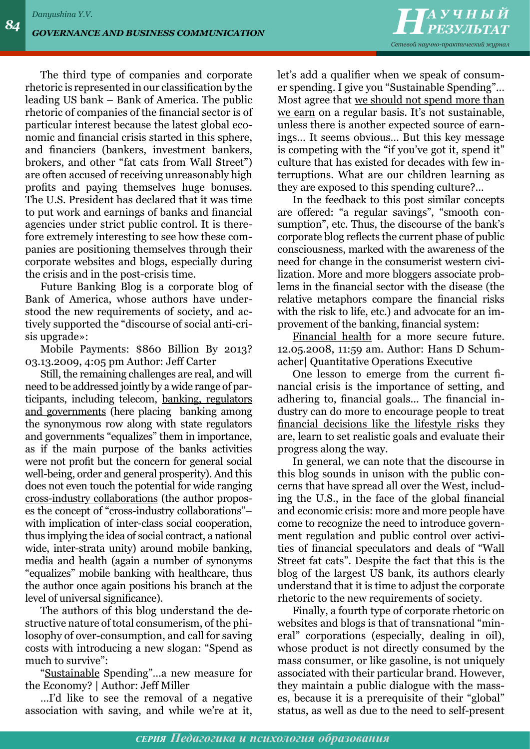The third type of companies and corporate rhetoric is represented in our classification by the leading US bank – Bank of America. The public rhetoric of companies of the financial sector is of particular interest because the latest global economic and financial crisis started in this sphere, and financiers (bankers, investment bankers, brokers, and other "fat cats from Wall Street") are often accused of receiving unreasonably high profits and paying themselves huge bonuses. The U.S. President has declared that it was time to put work and earnings of banks and financial agencies under strict public control. It is therefore extremely interesting to see how these companies are positioning themselves through their corporate websites and blogs, especially during the crisis and in the post-crisis time.

Future Banking Blog is a corporate blog of Bank of America, whose authors have understood the new requirements of society, and actively supported the "discourse of social anti-crisis upgrade»:

Mobile Payments: $860 Billion By 2013? 03.13.2009, 4:05 pm Author: Jeff Carter

Still, the remaining challenges are real, and will need to be addressed jointly by a wide range of participants, including telecom, banking, regulators and governments (here placing banking among the synonymous row along with state regulators and governments "equalizes" them in importance, as if the main purpose of the banks activities were not profit but the concern for general social well-being, order and general prosperity). And this does not even touch the potential for wide ranging cross-industry collaborations (the author proposes the concept of "cross-industry collaborations"– with implication of inter-class social cooperation, thus implying the idea of social contract, a national wide, inter-strata unity) around mobile banking, media and health (again a number of synonyms "equalizes" mobile banking with healthcare, thus the author once again positions his branch at the level of universal significance).

The authors of this blog understand the destructive nature of total consumerism, of the philosophy of over-consumption, and call for saving costs with introducing a new slogan: "Spend as much to survive":

"Sustainable Spending"...a new measure for the Economy? | Author: Jeff Miller

...I'd like to see the removal of a negative association with saving, and while we're at it, let's add a qualifier when we speak of consumer spending. I give you "Sustainable Spending"... Most agree that we should not spend more than we earn on a regular basis. It's not sustainable, unless there is another expected source of earnings... It seems obvious... But this key message is competing with the "if you've got it, spend it" culture that has existed for decades with few interruptions. What are our children learning as they are exposed to this spending culture?...

In the feedback to this post similar concepts are offered: "a regular savings", "smooth consumption", etc. Thus, the discourse of the bank's corporate blog reflects the current phase of public consciousness, marked with the awareness of the need for change in the consumerist western civilization. More and more bloggers associate problems in the financial sector with the disease (the relative metaphors compare the financial risks with the risk to life, etc.) and advocate for an improvement of the banking, financial system:

Financial health for a more secure future. 12.05.2008, 11:59 am. Author: Hans D Schumacher| Quantitative Operations Executive

One lesson to emerge from the current financial crisis is the importance of setting, and adhering to, financial goals... The financial industry can do more to encourage people to treat financial decisions like the lifestyle risks they are, learn to set realistic goals and evaluate their progress along the way.

In general, we can note that the discourse in this blog sounds in unison with the public concerns that have spread all over the West, including the U.S., in the face of the global financial and economic crisis: more and more people have come to recognize the need to introduce government regulation and public control over activities of financial speculators and deals of "Wall Street fat cats". Despite the fact that this is the blog of the largest US bank, its authors clearly understand that it is time to adjust the corporate rhetoric to the new requirements of society.

Finally, a fourth type of corporate rhetoric on websites and blogs is that of transnational "mineral" corporations (especially, dealing in oil), whose product is not directly consumed by the mass consumer, or like gasoline, is not uniquely associated with their particular brand. However, they maintain a public dialogue with the masses, because it is a prerequisite of their "global" status, as well as due to the need to self-present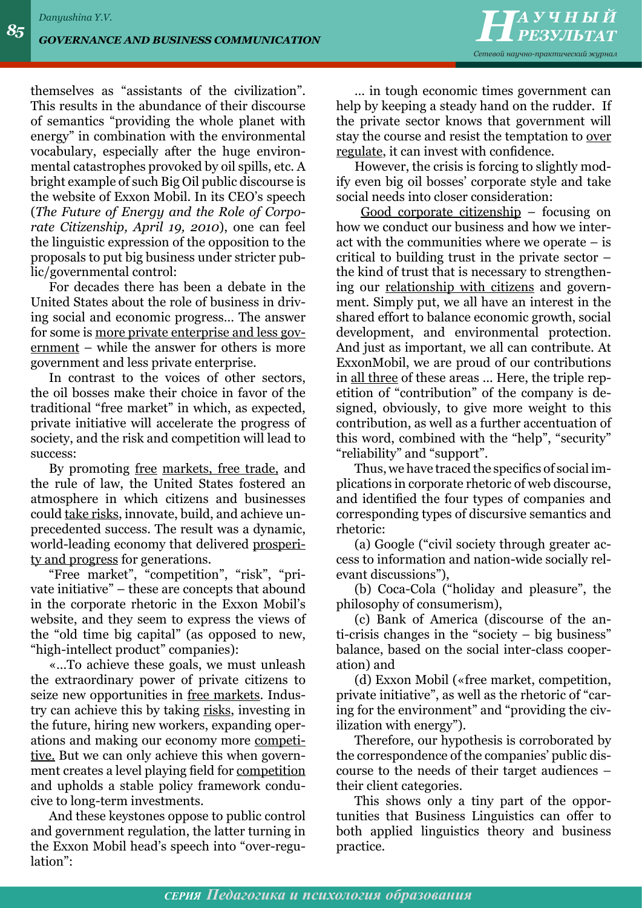themselves as “assistants of the civilization”. This results in the abundance of their discourse of semantics “providing the whole planet with energy” in combination with the environmental vocabulary, especially after the huge environmental catastrophes provoked by oil spills, etc. A bright example of such Big Oil public discourse is the website of Exxon Mobil. In its CEO’s speech (*The Future of Energy and the Role of Corporate Citizenship, April 19, 2010*), one can feel the linguistic expression of the opposition to the proposals to put big business under stricter public/governmental control:

For decades there has been a debate in the United States about the role of business in driving social and economic progress… The answer for some is <u>more private enterprise and less government</u> – while the answer for others is more government and less private enterprise.

In contrast to the voices of other sectors, the oil bosses make their choice in favor of the traditional “free market” in which, as expected, private initiative will accelerate the progress of society, and the risk and competition will lead to success:

By promoting <u>free</u> <u>markets, free trade,</u> and the rule of law, the United States fostered an atmosphere in which citizens and businesses could <u>take risks</u>, innovate, build, and achieve unprecedented success. The result was a dynamic, world-leading economy that delivered <u>prosperity and progress</u> for generations.

“Free market”, “competition”, “risk”, “private initiative” – these are concepts that abound in the corporate rhetoric in the Exxon Mobil’s website, and they seem to express the views of the “old time big capital” (as opposed to new, “high-intellect product” companies):

«…To achieve these goals, we must unleash the extraordinary power of private citizens to seize new opportunities in <u>free markets</u>. Industry can achieve this by taking <u>risks</u>, investing in the future, hiring new workers, expanding operations and making our economy more <u>competitive.</u> But we can only achieve this when government creates a level playing field for <u>competition</u> and upholds a stable policy framework conducive to long-term investments.

And these keystones oppose to public control and government regulation, the latter turning in the Exxon Mobil head’s speech into “over-regulation”:

… in tough economic times government can help by keeping a steady hand on the rudder. If the private sector knows that government will stay the course and resist the temptation to <u>over regulate</u>, it can invest with confidence.

However, the crisis is forcing to slightly modify even big oil bosses’ corporate style and take social needs into closer consideration:

<u>Good corporate citizenship</u> – focusing on how we conduct our business and how we interact with the communities where we operate – is critical to building trust in the private sector – the kind of trust that is necessary to strengthening our <u>relationship with citizens</u> and government. Simply put, we all have an interest in the shared effort to balance economic growth, social development, and environmental protection. And just as important, we all can contribute. At ExxonMobil, we are proud of our contributions in <u>all three</u> of these areas … Here, the triple repetition of “contribution” of the company is designed, obviously, to give more weight to this contribution, as well as a further accentuation of this word, combined with the “help”, “security” “reliability” and “support”.

Thus, we have traced the specifics of social implications in corporate rhetoric of web discourse, and identified the four types of companies and corresponding types of discursive semantics and rhetoric:

(a) Google (“civil society through greater access to information and nation-wide socially relevant discussions”),

(b) Coca-Cola (“holiday and pleasure”, the philosophy of consumerism),

(c) Bank of America (discourse of the anti-crisis changes in the “society – big business” balance, based on the social inter-class cooperation) and

(d) Exxon Mobil («free market, competition, private initiative”, as well as the rhetoric of “caring for the environment” and “providing the civilization with energy”).

Therefore, our hypothesis is corroborated by the correspondence of the companies’ public discourse to the needs of their target audiences – their client categories.

This shows only a tiny part of the opportunities that Business Linguistics can offer to both applied linguistics theory and business practice.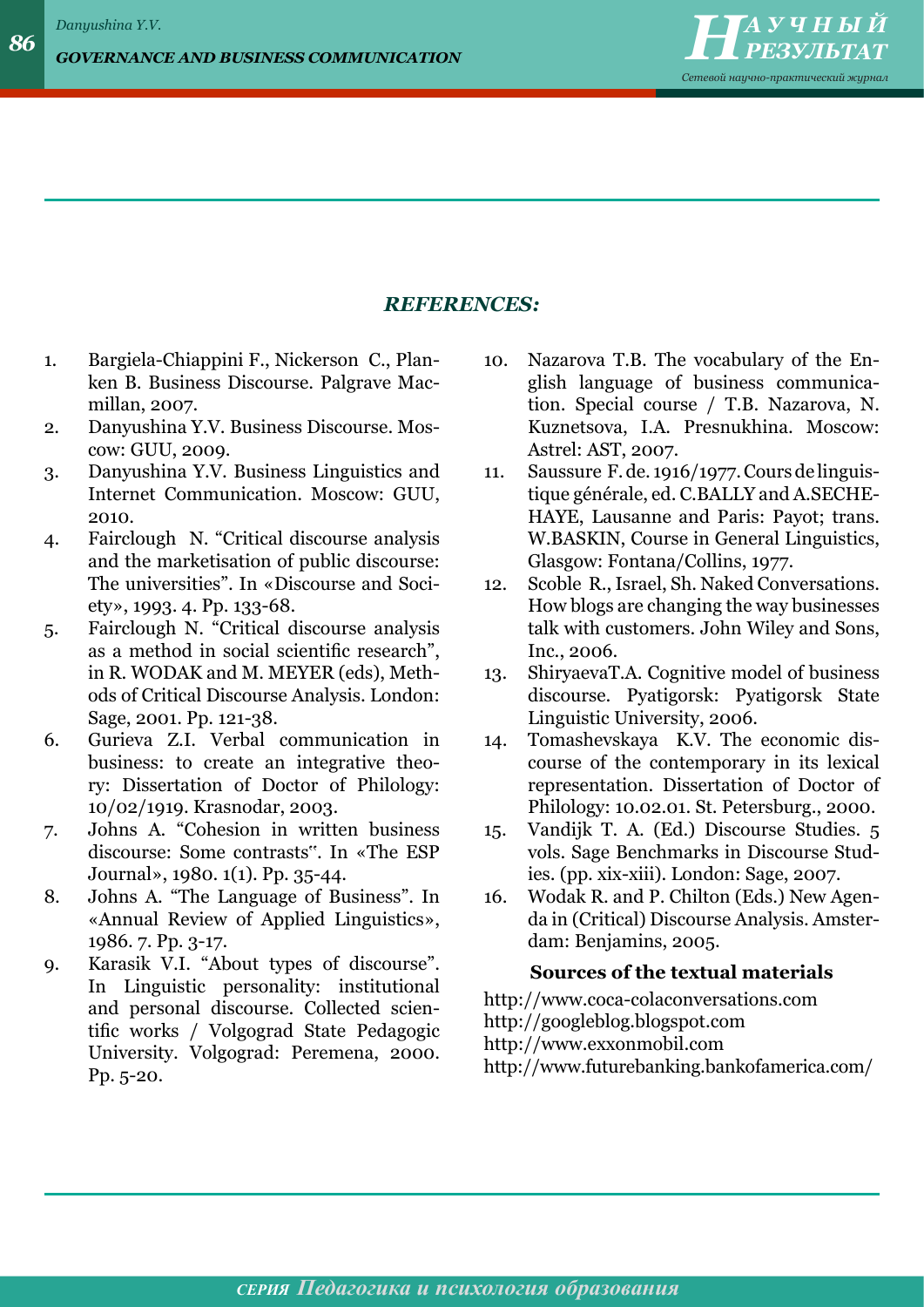### *REFERENCES:*

1. Bargiela-Chiappini F., Nickerson C., Planken B. Business Discourse. Palgrave Macmillan, 2007.
2. Danyushina Y.V. Business Discourse. Moscow: GUU, 2009.
3. Danyushina Y.V. Business Linguistics and Internet Communication. Moscow: GUU, 2010.
4. Fairclough N. "Critical discourse analysis and the marketisation of public discourse: The universities". In «Discourse and Society», 1993. 4. Pp. 133-68.
5. Fairclough N. "Critical discourse analysis as a method in social scientific research", in R. WODAK and M. MEYER (eds), Methods of Critical Discourse Analysis. London: Sage, 2001. Pp. 121-38.
6. Gurieva Z.I. Verbal communication in business: to create an integrative theory: Dissertation of Doctor of Philology: 10/02/1919. Krasnodar, 2003.
7. Johns A. "Cohesion in written business discourse: Some contrasts". In «The ESP Journal», 1980. 1(1). Pp. 35-44.
8. Johns A. "The Language of Business". In «Annual Review of Applied Linguistics», 1986. 7. Pp. 3-17.
9. Karasik V.I. "About types of discourse". In Linguistic personality: institutional and personal discourse. Collected scientific works / Volgograd State Pedagogic University. Volgograd: Peremena, 2000. Pp. 5-20.
10. Nazarova T.B. The vocabulary of the English language of business communication. Special course / T.B. Nazarova, N. Kuznetsova, I.A. Presnukhina. Moscow: Astrel: AST, 2007.
11. Saussure F. de. 1916/1977. Cours de linguistique générale, ed. C.BALLY and A.SECHEHAYE, Lausanne and Paris: Payot; trans. W.BASKIN, Course in General Linguistics, Glasgow: Fontana/Collins, 1977.
12. Scoble R., Israel, Sh. Naked Conversations. How blogs are changing the way businesses talk with customers. John Wiley and Sons, Inc., 2006.
13. ShiryaevaT.A. Cognitive model of business discourse. Pyatigorsk: Pyatigorsk State Linguistic University, 2006.
14. Tomashevskaya K.V. The economic discourse of the contemporary in its lexical representation. Dissertation of Doctor of Philology: 10.02.01. St. Petersburg., 2000.
15. Vandijk T. A. (Ed.) Discourse Studies. 5 vols. Sage Benchmarks in Discourse Studies. (pp. xix-xiii). London: Sage, 2007.
16. Wodak R. and P. Chilton (Eds.) New Agenda in (Critical) Discourse Analysis. Amsterdam: Benjamins, 2005.

**Sources of the textual materials**

http://www.coca-colaconversations.com
http://googleblog.blogspot.com
http://www.exxonmobil.com
http://www.futurebanking.bankofamerica.com/